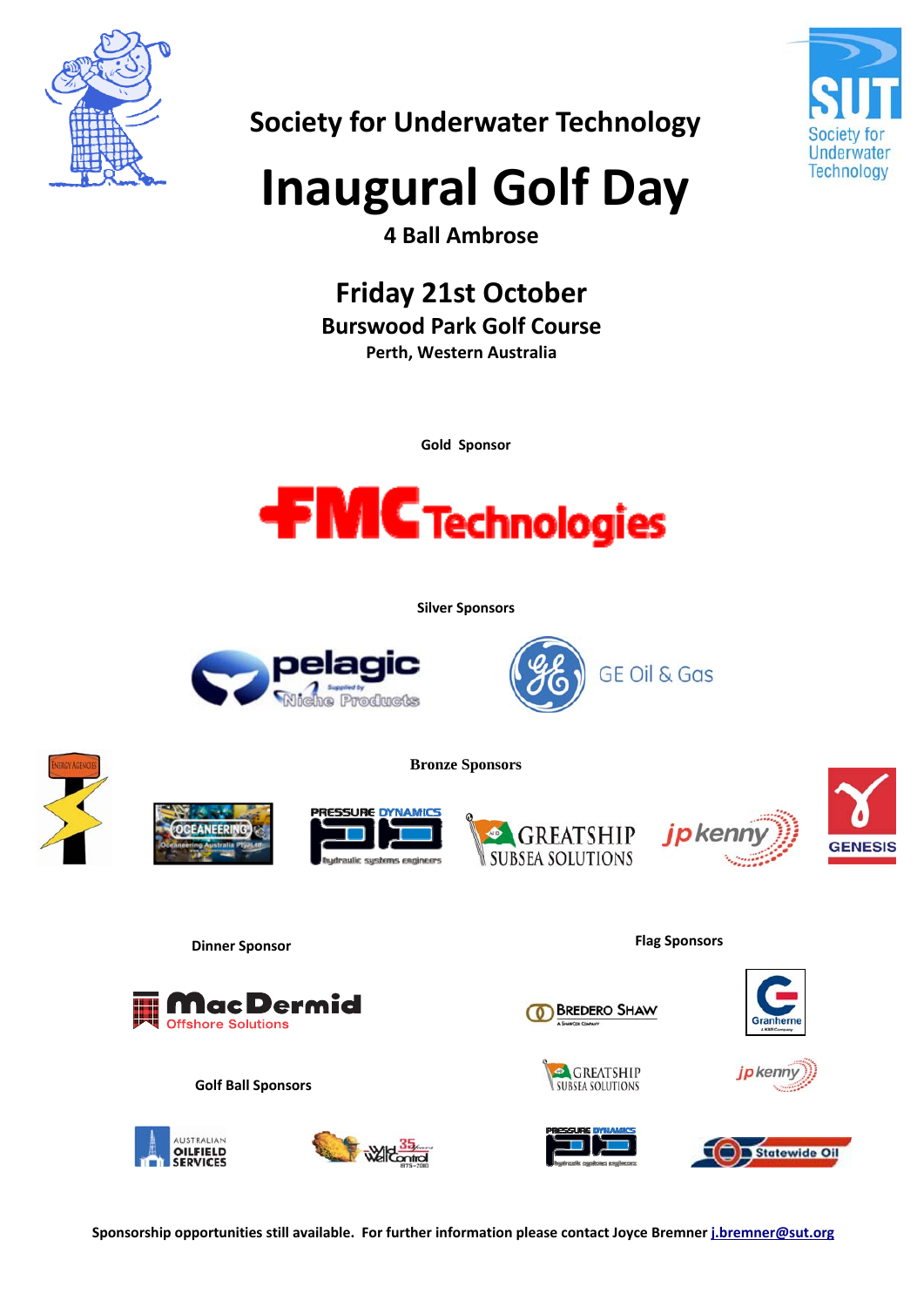## Society for Underwater Technology

# Inaugural Golf Day

**4 Ball Ambrose**

## Friday 21st October

**Burswood Park Golf Course**

**Perth, Western Australia**

**Gold Sponsor**

FMC Technologies

**Silver Sponsors**

pelagic — Supplied by Niche Products

GE Oil & Gas

**Bronze Sponsors**

Energy Agencies

Oceaneering

Pressure Dynamics — hydraulic systems engineers

Greatship Subsea Solutions

jp kenny

Genesis

**Dinner Sponsor**

MacDermid Offshore Solutions

**Flag Sponsors**

Bredero Shaw

Granherne

Greatship Subsea Solutions

jp kenny

Pressure Dynamics

Statewide Oil

**Golf Ball Sponsors**

Australian Oilfield Services

Wild Well Control

**Sponsorship opportunities still available. For further information please contact Joyce Bremner j.bremner@sut.org**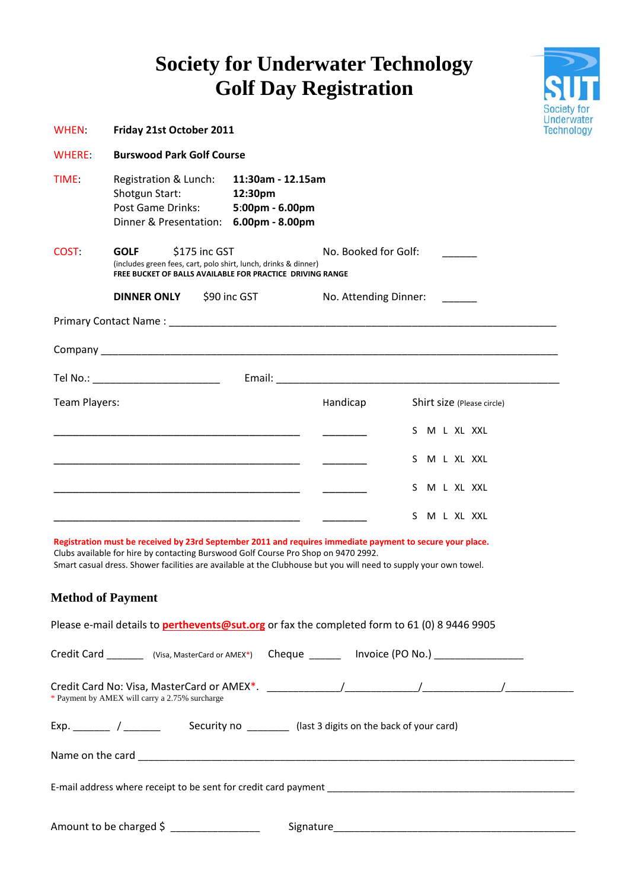# Society for Underwater Technology
# Golf Day Registration

Society for Underwater Technology

WHEN: **Friday 21st October 2011**

WHERE: **Burswood Park Golf Course**

TIME:

| | |
|---|---|
| Registration & Lunch: | **11:30am - 12.15am** |
| Shotgun Start: | **12:30pm** |
| Post Game Drinks: | **5:00pm - 6.00pm** |
| Dinner & Presentation: | **6.00pm - 8.00pm** |

COST: **GOLF** $175 inc GST No. Booked for Golf: ______
(includes green fees, cart, polo shirt, lunch, drinks & dinner)
**FREE BUCKET OF BALLS AVAILABLE FOR PRACTICE DRIVING RANGE**

**DINNER ONLY** $90 inc GST No. Attending Dinner: ______

Primary Contact Name : ______________________________________________________________________

Company ________________________________________________________________________________

Tel No.: ______________________ Email: __________________________________________________

| Team Players: | Handicap | Shirt size (Please circle) |
|---|---|---|
| ____________________________________________ | ________ | S M L XL XXL |
| ____________________________________________ | ________ | S M L XL XXL |
| ____________________________________________ | ________ | S M L XL XXL |
| ____________________________________________ | ________ | S M L XL XXL |

**Registration must be received by 23rd September 2011 and requires immediate payment to secure your place.**
Clubs available for hire by contacting Burswood Golf Course Pro Shop on 9470 2992.
Smart casual dress. Shower facilities are available at the Clubhouse but you will need to supply your own towel.

## Method of Payment

Please e-mail details to **perthevents@sut.org** or fax the completed form to 61 (0) 8 9446 9905

Credit Card _______ (Visa, MasterCard or AMEX*) Cheque ______ Invoice (PO No.) ________________

Credit Card No: Visa, MasterCard or AMEX*. _____________/_____________/______________/____________
* Payment by AMEX will carry a 2.75% surcharge

Exp. _______ / _______ Security no ________ (last 3 digits on the back of your card)

Name on the card _______________________________________________________________________________

E-mail address where receipt to be sent for credit card payment _____________________________________________

Amount to be charged $ ________________ Signature_____________________________________________